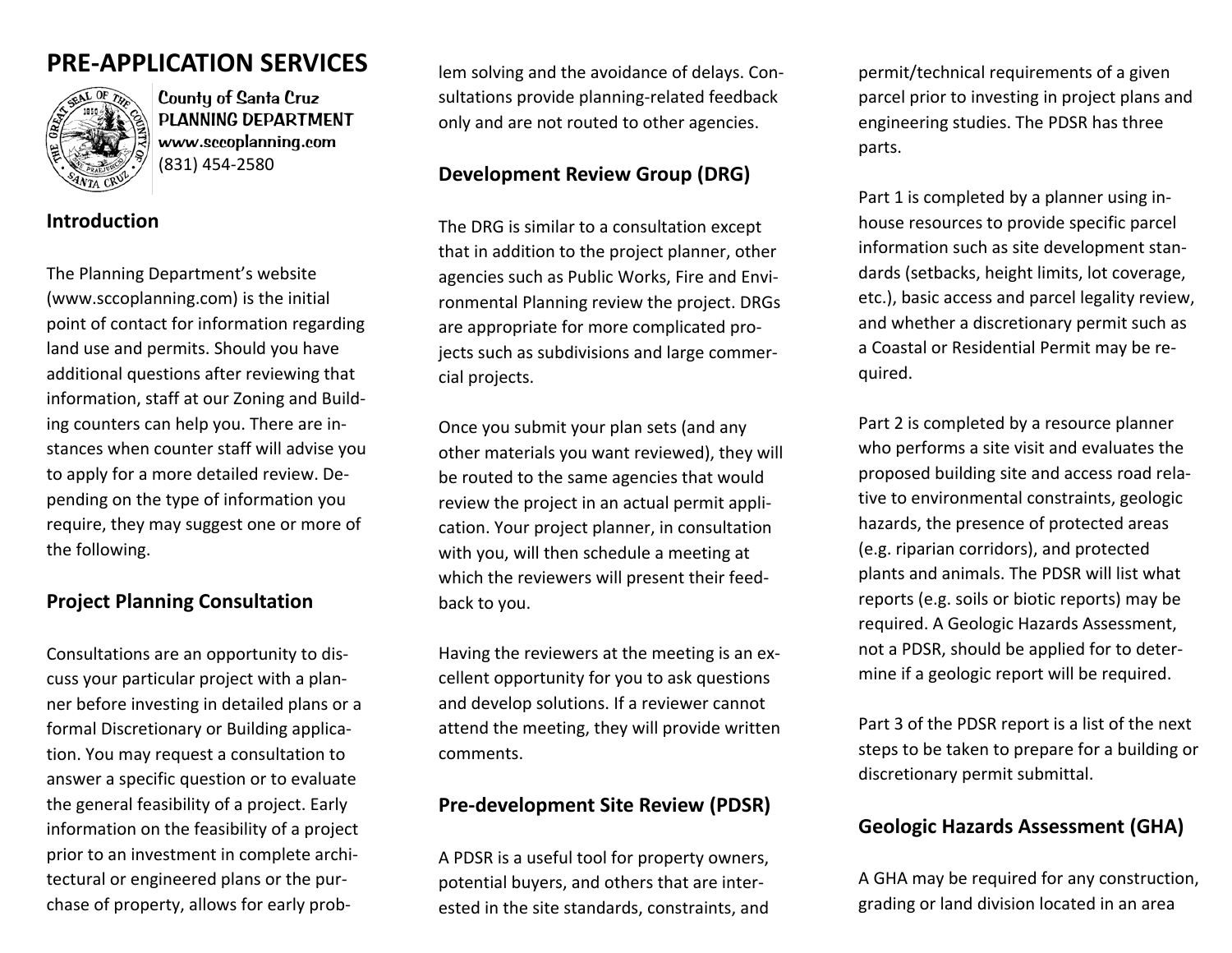# PRE-APPLICATION SERVICES

County of Santa Cruz
PLANNING DEPARTMENT
www.sccoplanning.com
(831) 454-2580

## Introduction

The Planning Department's website (www.sccoplanning.com) is the initial point of contact for information regarding land use and permits. Should you have additional questions after reviewing that information, staff at our Zoning and Building counters can help you. There are instances when counter staff will advise you to apply for a more detailed review. Depending on the type of information you require, they may suggest one or more of the following.

## Project Planning Consultation

Consultations are an opportunity to discuss your particular project with a planner before investing in detailed plans or a formal Discretionary or Building application. You may request a consultation to answer a specific question or to evaluate the general feasibility of a project. Early information on the feasibility of a project prior to an investment in complete architectural or engineered plans or the purchase of property, allows for early problem solving and the avoidance of delays. Consultations provide planning-related feedback only and are not routed to other agencies.

## Development Review Group (DRG)

The DRG is similar to a consultation except that in addition to the project planner, other agencies such as Public Works, Fire and Environmental Planning review the project. DRGs are appropriate for more complicated projects such as subdivisions and large commercial projects.

Once you submit your plan sets (and any other materials you want reviewed), they will be routed to the same agencies that would review the project in an actual permit application. Your project planner, in consultation with you, will then schedule a meeting at which the reviewers will present their feedback to you.

Having the reviewers at the meeting is an excellent opportunity for you to ask questions and develop solutions. If a reviewer cannot attend the meeting, they will provide written comments.

## Pre-development Site Review (PDSR)

A PDSR is a useful tool for property owners, potential buyers, and others that are interested in the site standards, constraints, and permit/technical requirements of a given parcel prior to investing in project plans and engineering studies. The PDSR has three parts.

Part 1 is completed by a planner using in-house resources to provide specific parcel information such as site development standards (setbacks, height limits, lot coverage, etc.), basic access and parcel legality review, and whether a discretionary permit such as a Coastal or Residential Permit may be required.

Part 2 is completed by a resource planner who performs a site visit and evaluates the proposed building site and access road relative to environmental constraints, geologic hazards, the presence of protected areas (e.g. riparian corridors), and protected plants and animals. The PDSR will list what reports (e.g. soils or biotic reports) may be required. A Geologic Hazards Assessment, not a PDSR, should be applied for to determine if a geologic report will be required.

Part 3 of the PDSR report is a list of the next steps to be taken to prepare for a building or discretionary permit submittal.

## Geologic Hazards Assessment (GHA)

A GHA may be required for any construction, grading or land division located in an area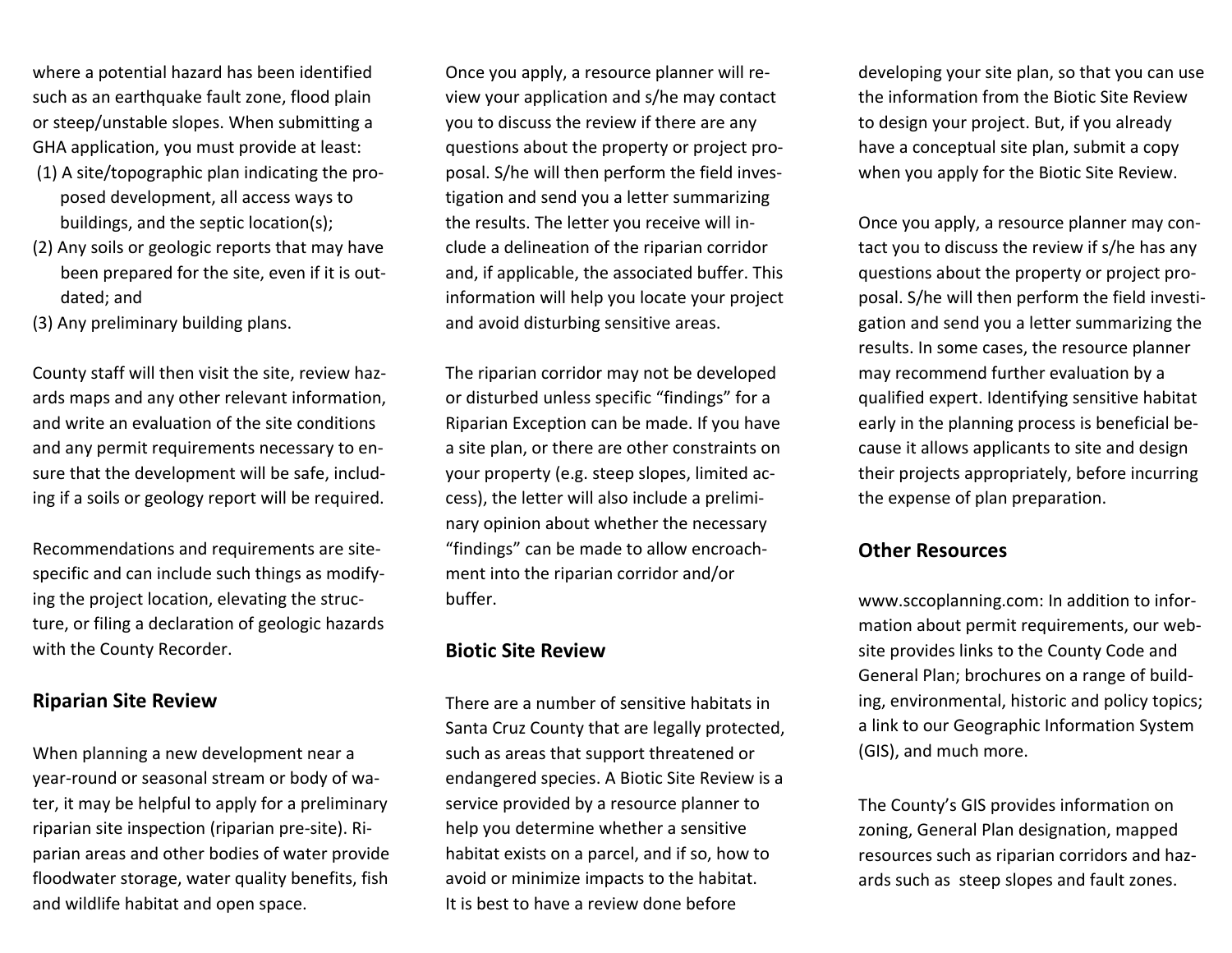where a potential hazard has been identified such as an earthquake fault zone, flood plain or steep/unstable slopes. When submitting a GHA application, you must provide at least:

(1) A site/topographic plan indicating the proposed development, all access ways to buildings, and the septic location(s);
(2) Any soils or geologic reports that may have been prepared for the site, even if it is outdated; and
(3) Any preliminary building plans.

County staff will then visit the site, review hazards maps and any other relevant information, and write an evaluation of the site conditions and any permit requirements necessary to ensure that the development will be safe, including if a soils or geology report will be required.

Recommendations and requirements are site-specific and can include such things as modifying the project location, elevating the structure, or filing a declaration of geologic hazards with the County Recorder.

## Riparian Site Review

When planning a new development near a year-round or seasonal stream or body of water, it may be helpful to apply for a preliminary riparian site inspection (riparian pre-site). Riparian areas and other bodies of water provide floodwater storage, water quality benefits, fish and wildlife habitat and open space.

Once you apply, a resource planner will review your application and s/he may contact you to discuss the review if there are any questions about the property or project proposal. S/he will then perform the field investigation and send you a letter summarizing the results. The letter you receive will include a delineation of the riparian corridor and, if applicable, the associated buffer. This information will help you locate your project and avoid disturbing sensitive areas.

The riparian corridor may not be developed or disturbed unless specific "findings" for a Riparian Exception can be made. If you have a site plan, or there are other constraints on your property (e.g. steep slopes, limited access), the letter will also include a preliminary opinion about whether the necessary "findings" can be made to allow encroachment into the riparian corridor and/or buffer.

## Biotic Site Review

There are a number of sensitive habitats in Santa Cruz County that are legally protected, such as areas that support threatened or endangered species. A Biotic Site Review is a service provided by a resource planner to help you determine whether a sensitive habitat exists on a parcel, and if so, how to avoid or minimize impacts to the habitat. It is best to have a review done before developing your site plan, so that you can use the information from the Biotic Site Review to design your project. But, if you already have a conceptual site plan, submit a copy when you apply for the Biotic Site Review.

Once you apply, a resource planner may contact you to discuss the review if s/he has any questions about the property or project proposal. S/he will then perform the field investigation and send you a letter summarizing the results. In some cases, the resource planner may recommend further evaluation by a qualified expert. Identifying sensitive habitat early in the planning process is beneficial because it allows applicants to site and design their projects appropriately, before incurring the expense of plan preparation.

## Other Resources

www.sccoplanning.com: In addition to information about permit requirements, our website provides links to the County Code and General Plan; brochures on a range of building, environmental, historic and policy topics; a link to our Geographic Information System (GIS), and much more.

The County's GIS provides information on zoning, General Plan designation, mapped resources such as riparian corridors and hazards such as steep slopes and fault zones.